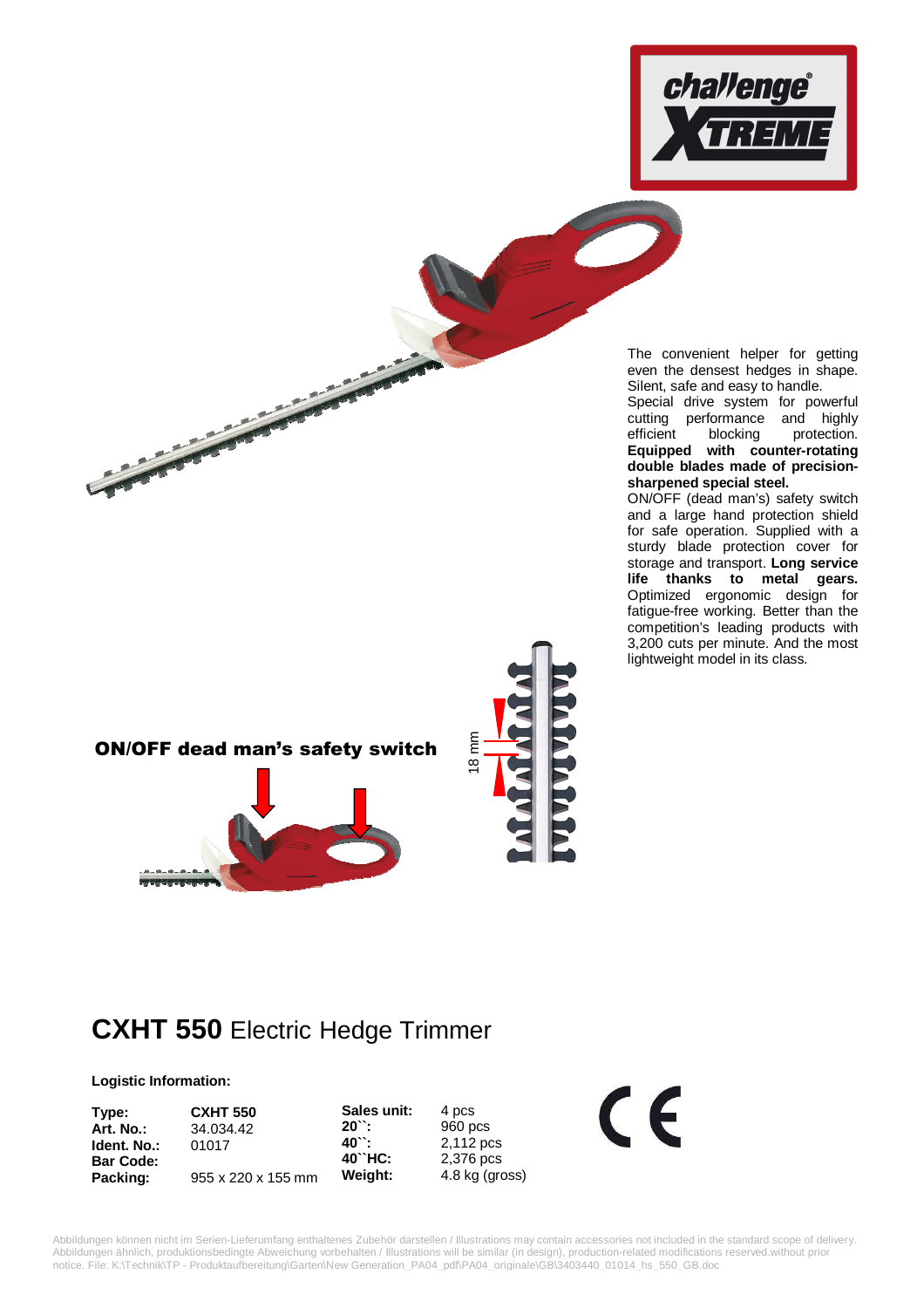The convenient helper for getting even the densest hedges in shape. Silent, safe and easy to handle. Special drive system for powerful cutting performance and highly efficient blocking protection. **Equipped with counter-rotating double blades made of precision-sharpened special steel.** ON/OFF (dead man's) safety switch and a large hand protection shield for safe operation. Supplied with a sturdy blade protection cover for storage and transport. **Long service life thanks to metal gears.** Optimized ergonomic design for fatigue-free working. Better than the competition's leading products with 3,200 cuts per minute. And the most lightweight model in its class.

**ON/OFF dead man's safety switch**

18 mm

# **CXHT 550** Electric Hedge Trimmer

**Logistic Information:**

| | | | |
|---|---|---|---|
| **Type:** | **CXHT 550** | **Sales unit:** | 4 pcs |
| **Art. No.:** | 34.034.42 | **20``:** | 960 pcs |
| **Ident. No.:** | 01017 | **40``:** | 2,112 pcs |
| **Bar Code:** | | **40``HC:** | 2,376 pcs |
| **Packing:** | 955 x 220 x 155 mm | **Weight:** | 4.8 kg (gross) |

Abbildungen können nicht im Serien-Lieferumfang enthaltenes Zubehör darstellen / Illustrations may contain accessories not included in the standard scope of delivery. Abbildungen ähnlich, produktionsbedingte Abweichung vorbehalten / Illustrations will be similar (in design), production-related modifications reserved.without prior notice. File: K:\Technik\TP - Produktaufbereitung\Garten\New Generation_PA04_pdf\PA04_originale\GB\3403440_01014_hs_550_GB.doc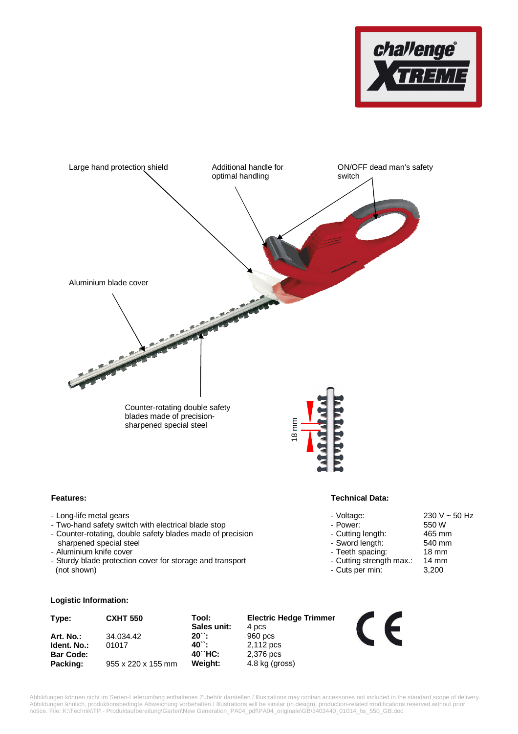challenge XTREME

Large hand protection shield

Additional handle for optimal handling

ON/OFF dead man's safety switch

Aluminium blade cover

Counter-rotating double safety blades made of precision-sharpened special steel

18 mm

**Features:**

- Long-life metal gears
- Two-hand safety switch with electrical blade stop
- Counter-rotating, double safety blades made of precision sharpened special steel
- Aluminium knife cover
- Sturdy blade protection cover for storage and transport (not shown)

**Technical Data:**

| | |
|---|---|
| - Voltage: | 230 V ~ 50 Hz |
| - Power: | 550 W |
| - Cutting length: | 465 mm |
| - Sword length: | 540 mm |
| - Teeth spacing: | 18 mm |
| - Cutting strength max.: | 14 mm |
| - Cuts per min: | 3,200 |

**Logistic Information:**

| | | | |
|---|---|---|---|
| **Type:** | **CXHT 550** | **Tool:** | **Electric Hedge Trimmer** |
| | | **Sales unit:** | 4 pcs |
| **Art. No.:** | 34.034.42 | **20``:** | 960 pcs |
| **Ident. No.:** | 01017 | **40``:** | 2,112 pcs |
| **Bar Code:** | | **40``HC:** | 2,376 pcs |
| **Packing:** | 955 x 220 x 155 mm | **Weight:** | 4.8 kg (gross) |

CE

Abbildungen können nicht im Serien-Lieferumfang enthaltenes Zubehör darstellen / Illustrations may contain accessories not included in the standard scope of delivery. Abbildungen ähnlich, produktionsbedingte Abweichung vorbehalten / Illustrations will be similar (in design), production-related modifications reserved.without prior notice. File: K:\Technik\TP - Produktaufbereitung\Garten\New Generation_PA04_pdf\PA04_originale\GB\3403440_01014_hs_550_GB.doc